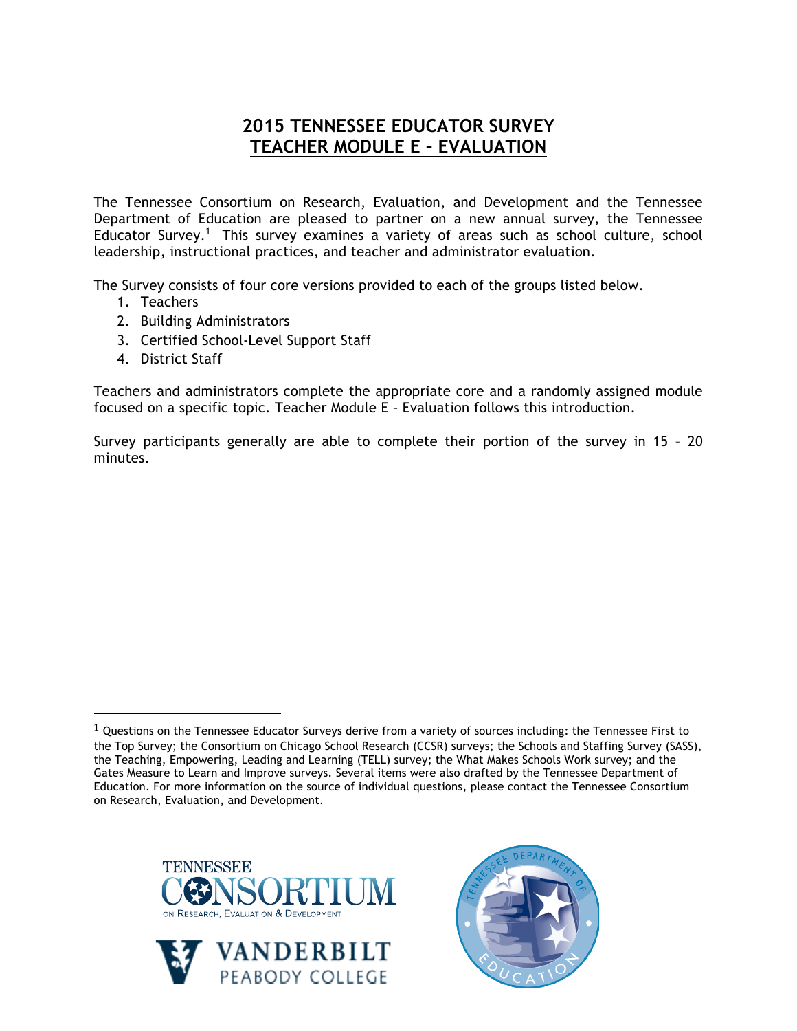# 2015 TENNESSEE EDUCATOR SURVEY
# TEACHER MODULE E – EVALUATION

The Tennessee Consortium on Research, Evaluation, and Development and the Tennessee Department of Education are pleased to partner on a new annual survey, the Tennessee Educator Survey.[1] This survey examines a variety of areas such as school culture, school leadership, instructional practices, and teacher and administrator evaluation.

The Survey consists of four core versions provided to each of the groups listed below.

1. Teachers
2. Building Administrators
3. Certified School-Level Support Staff
4. District Staff

Teachers and administrators complete the appropriate core and a randomly assigned module focused on a specific topic. Teacher Module E – Evaluation follows this introduction.

Survey participants generally are able to complete their portion of the survey in 15 – 20 minutes.

---

[1] Questions on the Tennessee Educator Surveys derive from a variety of sources including: the Tennessee First to the Top Survey; the Consortium on Chicago School Research (CCSR) surveys; the Schools and Staffing Survey (SASS), the Teaching, Empowering, Leading and Learning (TELL) survey; the What Makes Schools Work survey; and the Gates Measure to Learn and Improve surveys. Several items were also drafted by the Tennessee Department of Education. For more information on the source of individual questions, please contact the Tennessee Consortium on Research, Evaluation, and Development.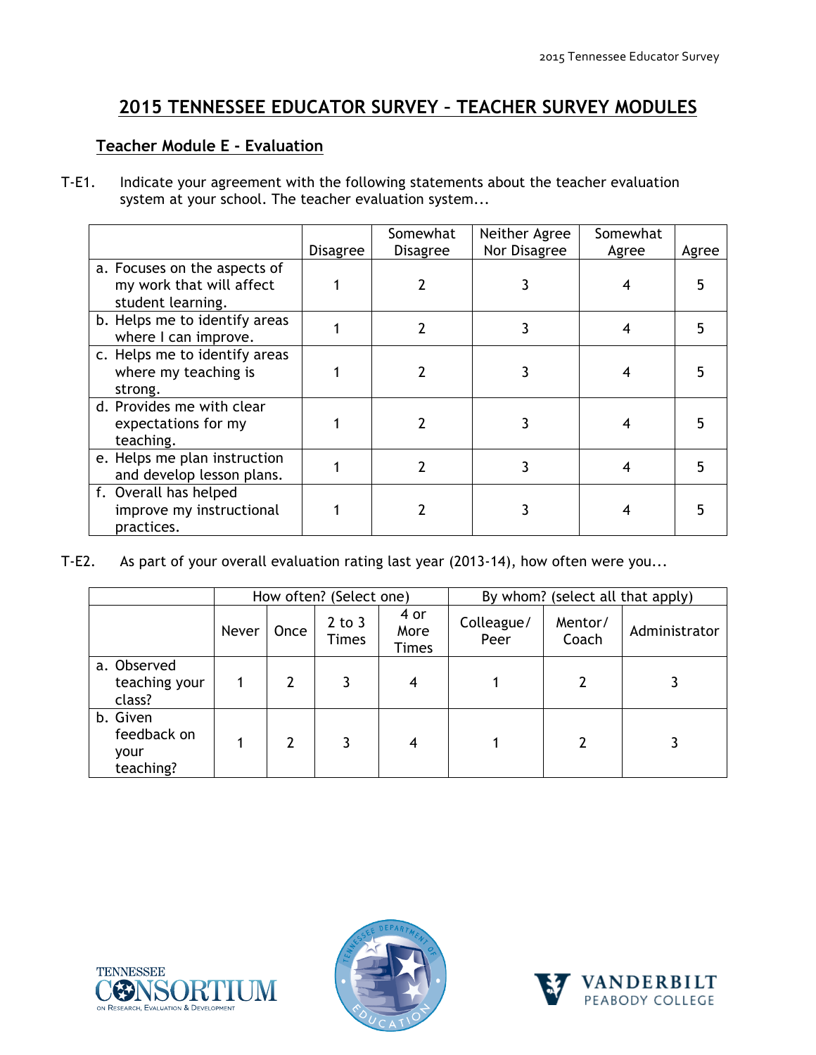# 2015 TENNESSEE EDUCATOR SURVEY – TEACHER SURVEY MODULES

## Teacher Module E - Evaluation

T-E1. Indicate your agreement with the following statements about the teacher evaluation system at your school. The teacher evaluation system...

| | Disagree | Somewhat Disagree | Neither Agree Nor Disagree | Somewhat Agree | Agree |
|---|---|---|---|---|---|
| a. Focuses on the aspects of my work that will affect student learning. | 1 | 2 | 3 | 4 | 5 |
| b. Helps me to identify areas where I can improve. | 1 | 2 | 3 | 4 | 5 |
| c. Helps me to identify areas where my teaching is strong. | 1 | 2 | 3 | 4 | 5 |
| d. Provides me with clear expectations for my teaching. | 1 | 2 | 3 | 4 | 5 |
| e. Helps me plan instruction and develop lesson plans. | 1 | 2 | 3 | 4 | 5 |
| f. Overall has helped improve my instructional practices. | 1 | 2 | 3 | 4 | 5 |

T-E2. As part of your overall evaluation rating last year (2013-14), how often were you...

| | How often? (Select one) | | | | By whom? (select all that apply) | | |
|---|---|---|---|---|---|---|---|
| | Never | Once | 2 to 3 Times | 4 or More Times | Colleague/ Peer | Mentor/ Coach | Administrator |
| a. Observed teaching your class? | 1 | 2 | 3 | 4 | 1 | 2 | 3 |
| b. Given feedback on your teaching? | 1 | 2 | 3 | 4 | 1 | 2 | 3 |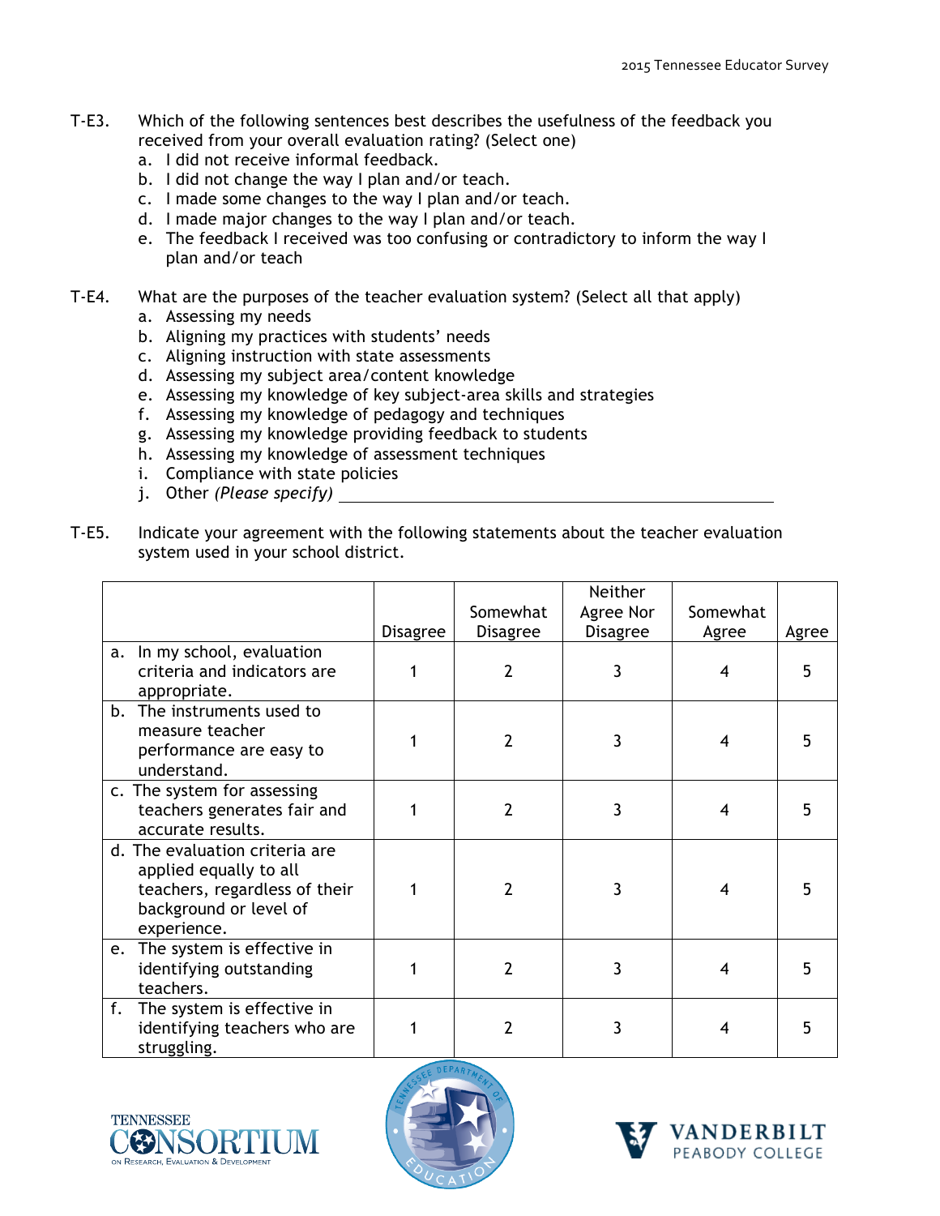T-E3. Which of the following sentences best describes the usefulness of the feedback you received from your overall evaluation rating? (Select one)

a. I did not receive informal feedback.
b. I did not change the way I plan and/or teach.
c. I made some changes to the way I plan and/or teach.
d. I made major changes to the way I plan and/or teach.
e. The feedback I received was too confusing or contradictory to inform the way I plan and/or teach

T-E4. What are the purposes of the teacher evaluation system? (Select all that apply)

a. Assessing my needs
b. Aligning my practices with students' needs
c. Aligning instruction with state assessments
d. Assessing my subject area/content knowledge
e. Assessing my knowledge of key subject-area skills and strategies
f. Assessing my knowledge of pedagogy and techniques
g. Assessing my knowledge providing feedback to students
h. Assessing my knowledge of assessment techniques
i. Compliance with state policies
j. Other *(Please specify)* ____________________

T-E5. Indicate your agreement with the following statements about the teacher evaluation system used in your school district.

| | Disagree | Somewhat Disagree | Neither Agree Nor Disagree | Somewhat Agree | Agree |
|---|---|---|---|---|---|
| a. In my school, evaluation criteria and indicators are appropriate. | 1 | 2 | 3 | 4 | 5 |
| b. The instruments used to measure teacher performance are easy to understand. | 1 | 2 | 3 | 4 | 5 |
| c. The system for assessing teachers generates fair and accurate results. | 1 | 2 | 3 | 4 | 5 |
| d. The evaluation criteria are applied equally to all teachers, regardless of their background or level of experience. | 1 | 2 | 3 | 4 | 5 |
| e. The system is effective in identifying outstanding teachers. | 1 | 2 | 3 | 4 | 5 |
| f. The system is effective in identifying teachers who are struggling. | 1 | 2 | 3 | 4 | 5 |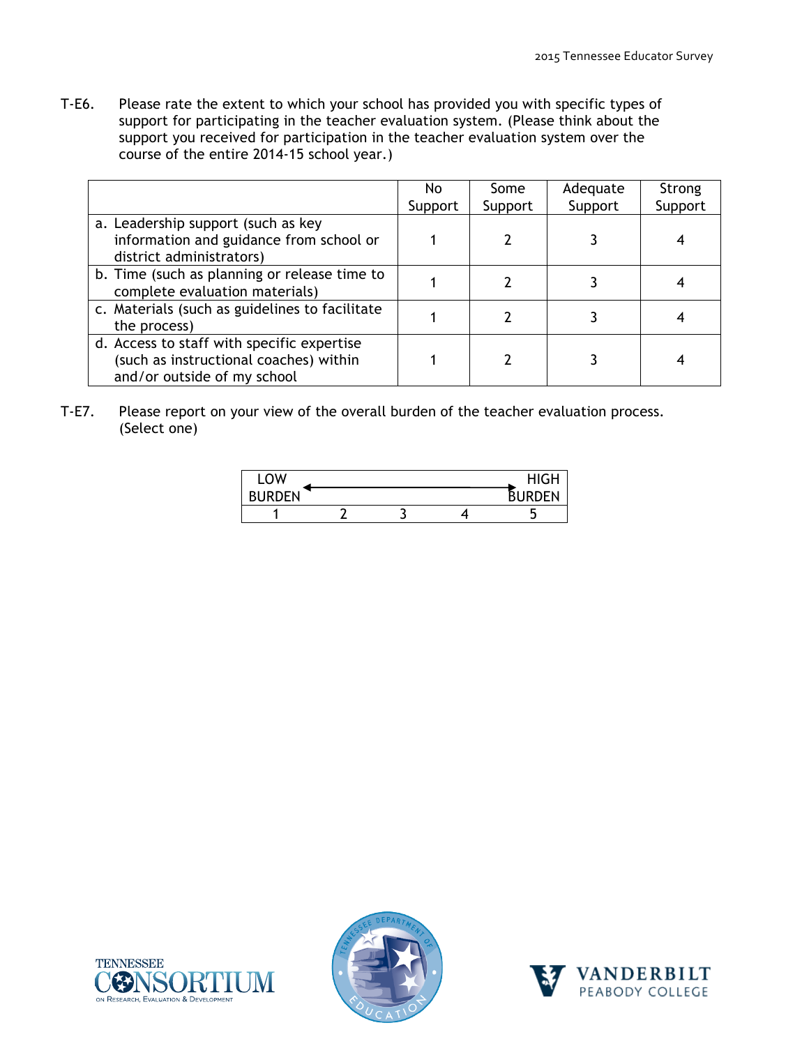T-E6. Please rate the extent to which your school has provided you with specific types of support for participating in the teacher evaluation system. (Please think about the support you received for participation in the teacher evaluation system over the course of the entire 2014-15 school year.)

| | No Support | Some Support | Adequate Support | Strong Support |
|---|---|---|---|---|
| a. Leadership support (such as key information and guidance from school or district administrators) | 1 | 2 | 3 | 4 |
| b. Time (such as planning or release time to complete evaluation materials) | 1 | 2 | 3 | 4 |
| c. Materials (such as guidelines to facilitate the process) | 1 | 2 | 3 | 4 |
| d. Access to staff with specific expertise (such as instructional coaches) within and/or outside of my school | 1 | 2 | 3 | 4 |

T-E7. Please report on your view of the overall burden of the teacher evaluation process. (Select one)

| LOW BURDEN | | | | HIGH BURDEN |
|---|---|---|---|---|
| 1 | 2 | 3 | 4 | 5 |